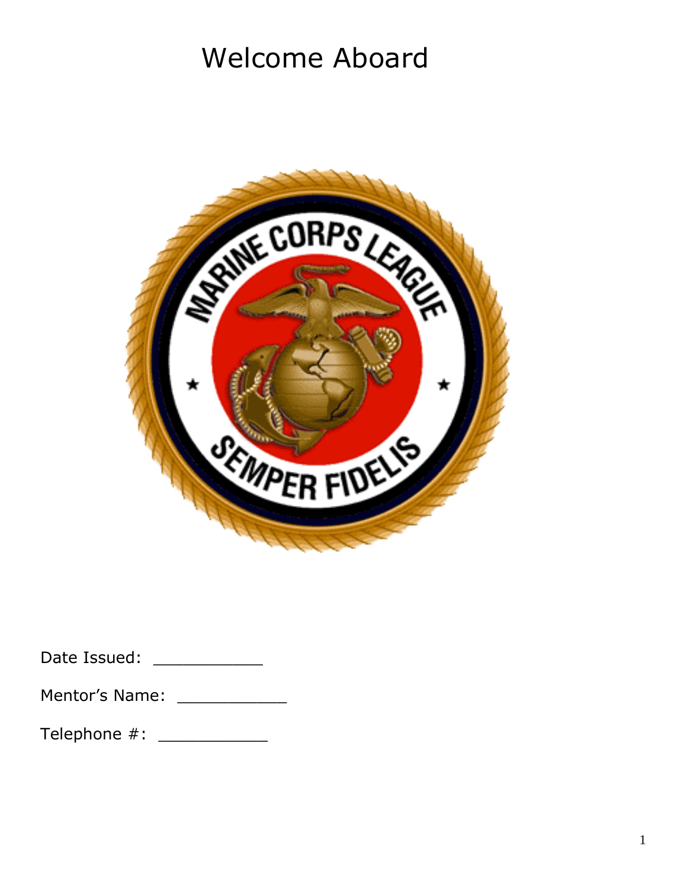# Welcome Aboard

Date Issued: ___________

Mentor's Name: ___________

Telephone #: ___________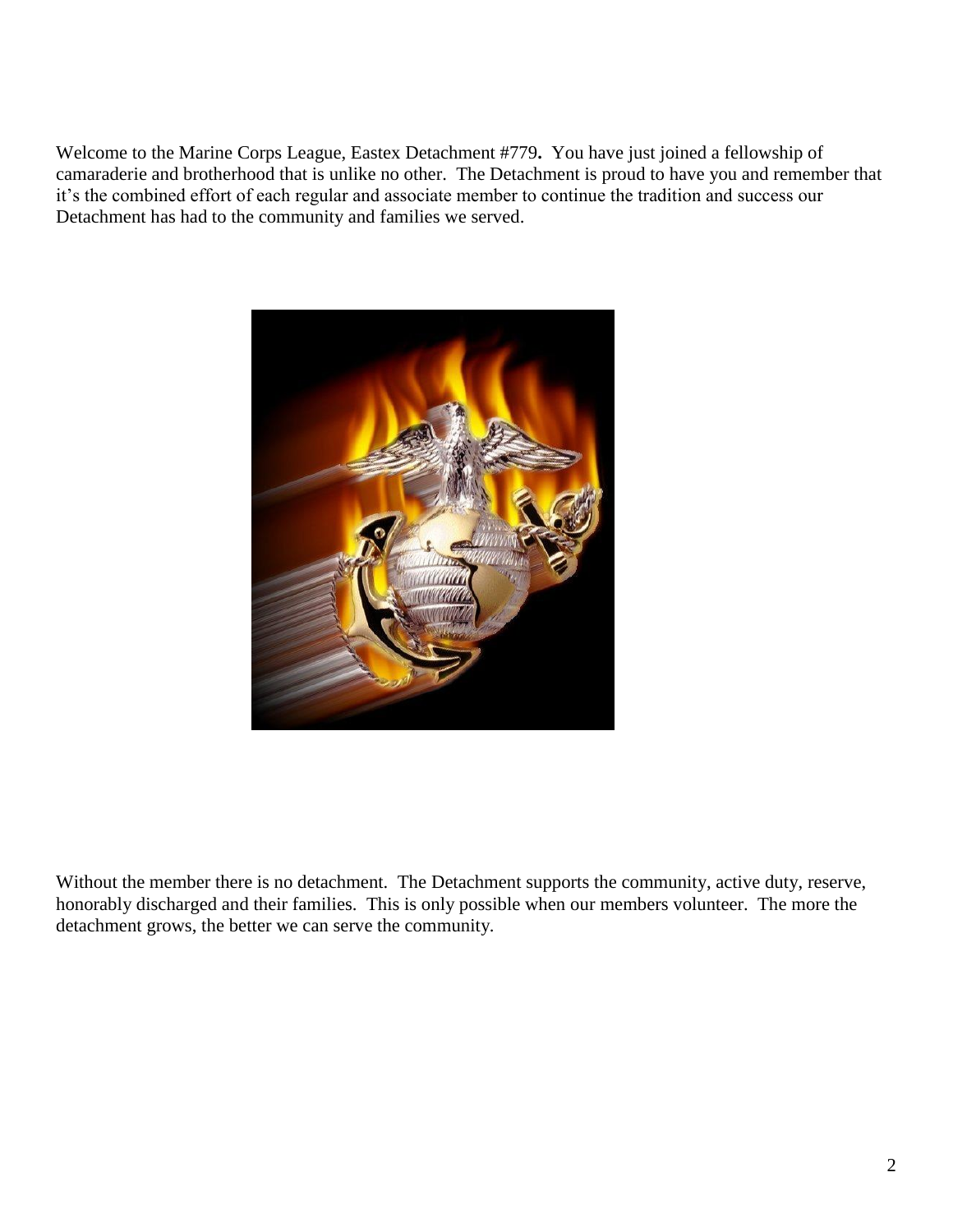Welcome to the Marine Corps League, Eastex Detachment #779**.** You have just joined a fellowship of camaraderie and brotherhood that is unlike no other. The Detachment is proud to have you and remember that it's the combined effort of each regular and associate member to continue the tradition and success our Detachment has had to the community and families we served.

Without the member there is no detachment. The Detachment supports the community, active duty, reserve, honorably discharged and their families. This is only possible when our members volunteer. The more the detachment grows, the better we can serve the community.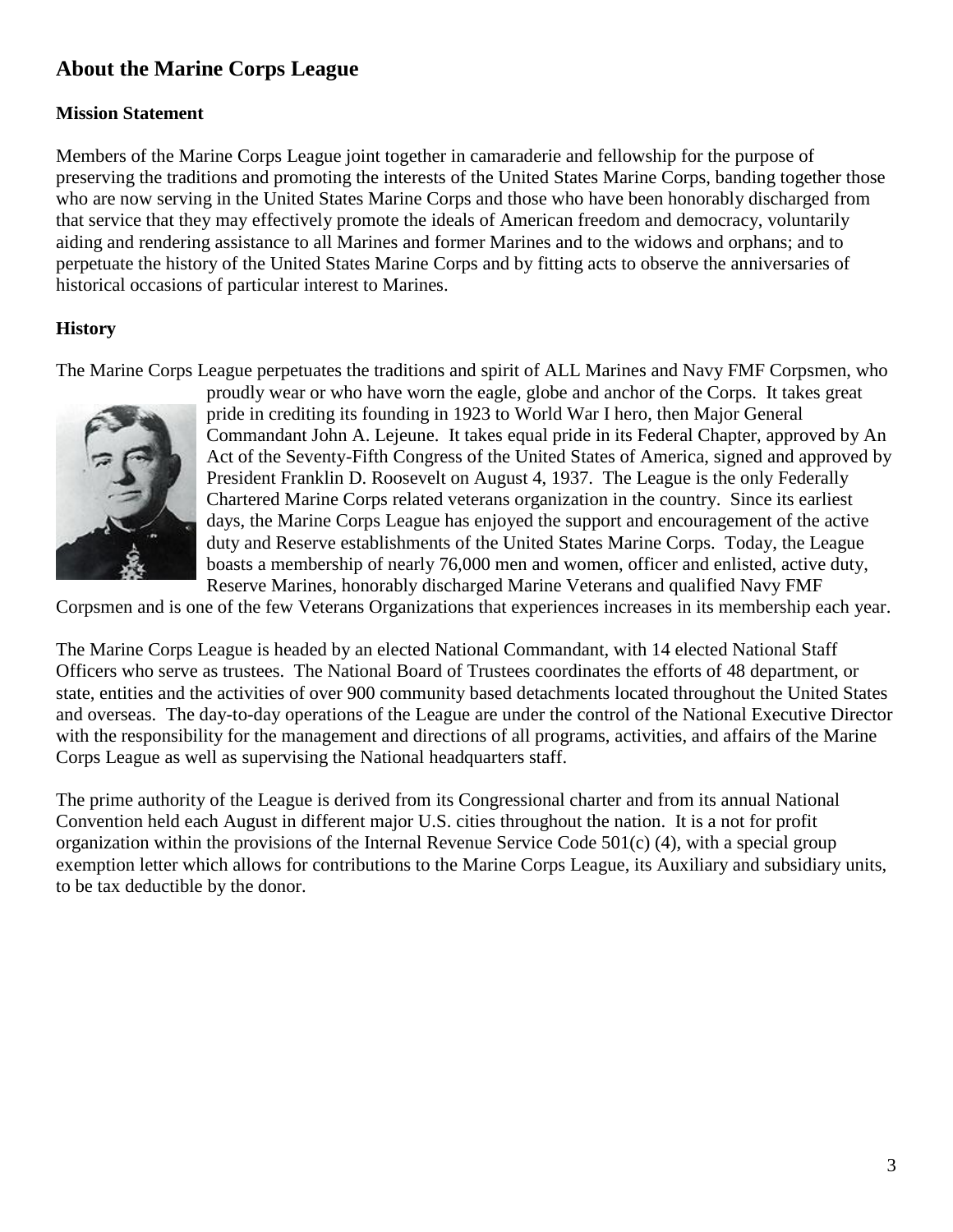## About the Marine Corps League

### Mission Statement

Members of the Marine Corps League joint together in camaraderie and fellowship for the purpose of preserving the traditions and promoting the interests of the United States Marine Corps, banding together those who are now serving in the United States Marine Corps and those who have been honorably discharged from that service that they may effectively promote the ideals of American freedom and democracy, voluntarily aiding and rendering assistance to all Marines and former Marines and to the widows and orphans; and to perpetuate the history of the United States Marine Corps and by fitting acts to observe the anniversaries of historical occasions of particular interest to Marines.

### History

The Marine Corps League perpetuates the traditions and spirit of ALL Marines and Navy FMF Corpsmen, who proudly wear or who have worn the eagle, globe and anchor of the Corps. It takes great pride in crediting its founding in 1923 to World War I hero, then Major General Commandant John A. Lejeune. It takes equal pride in its Federal Chapter, approved by An Act of the Seventy-Fifth Congress of the United States of America, signed and approved by President Franklin D. Roosevelt on August 4, 1937. The League is the only Federally Chartered Marine Corps related veterans organization in the country. Since its earliest days, the Marine Corps League has enjoyed the support and encouragement of the active duty and Reserve establishments of the United States Marine Corps. Today, the League boasts a membership of nearly 76,000 men and women, officer and enlisted, active duty, Reserve Marines, honorably discharged Marine Veterans and qualified Navy FMF Corpsmen and is one of the few Veterans Organizations that experiences increases in its membership each year.

The Marine Corps League is headed by an elected National Commandant, with 14 elected National Staff Officers who serve as trustees. The National Board of Trustees coordinates the efforts of 48 department, or state, entities and the activities of over 900 community based detachments located throughout the United States and overseas. The day-to-day operations of the League are under the control of the National Executive Director with the responsibility for the management and directions of all programs, activities, and affairs of the Marine Corps League as well as supervising the National headquarters staff.

The prime authority of the League is derived from its Congressional charter and from its annual National Convention held each August in different major U.S. cities throughout the nation. It is a not for profit organization within the provisions of the Internal Revenue Service Code 501(c) (4), with a special group exemption letter which allows for contributions to the Marine Corps League, its Auxiliary and subsidiary units, to be tax deductible by the donor.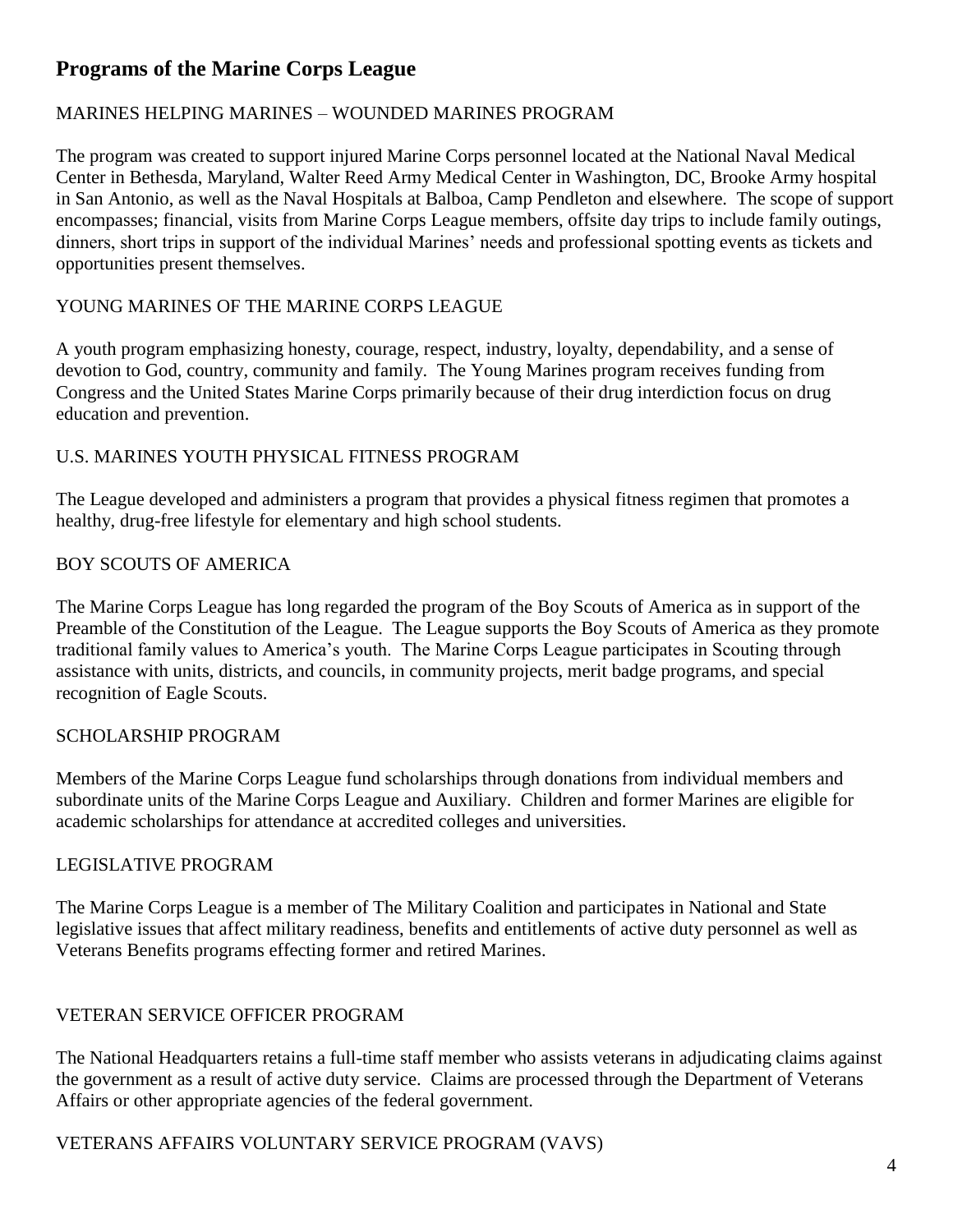## Programs of the Marine Corps League

### MARINES HELPING MARINES – WOUNDED MARINES PROGRAM

The program was created to support injured Marine Corps personnel located at the National Naval Medical Center in Bethesda, Maryland, Walter Reed Army Medical Center in Washington, DC, Brooke Army hospital in San Antonio, as well as the Naval Hospitals at Balboa, Camp Pendleton and elsewhere. The scope of support encompasses; financial, visits from Marine Corps League members, offsite day trips to include family outings, dinners, short trips in support of the individual Marines' needs and professional spotting events as tickets and opportunities present themselves.

### YOUNG MARINES OF THE MARINE CORPS LEAGUE

A youth program emphasizing honesty, courage, respect, industry, loyalty, dependability, and a sense of devotion to God, country, community and family. The Young Marines program receives funding from Congress and the United States Marine Corps primarily because of their drug interdiction focus on drug education and prevention.

### U.S. MARINES YOUTH PHYSICAL FITNESS PROGRAM

The League developed and administers a program that provides a physical fitness regimen that promotes a healthy, drug-free lifestyle for elementary and high school students.

### BOY SCOUTS OF AMERICA

The Marine Corps League has long regarded the program of the Boy Scouts of America as in support of the Preamble of the Constitution of the League. The League supports the Boy Scouts of America as they promote traditional family values to America's youth. The Marine Corps League participates in Scouting through assistance with units, districts, and councils, in community projects, merit badge programs, and special recognition of Eagle Scouts.

### SCHOLARSHIP PROGRAM

Members of the Marine Corps League fund scholarships through donations from individual members and subordinate units of the Marine Corps League and Auxiliary. Children and former Marines are eligible for academic scholarships for attendance at accredited colleges and universities.

### LEGISLATIVE PROGRAM

The Marine Corps League is a member of The Military Coalition and participates in National and State legislative issues that affect military readiness, benefits and entitlements of active duty personnel as well as Veterans Benefits programs effecting former and retired Marines.

### VETERAN SERVICE OFFICER PROGRAM

The National Headquarters retains a full-time staff member who assists veterans in adjudicating claims against the government as a result of active duty service. Claims are processed through the Department of Veterans Affairs or other appropriate agencies of the federal government.

### VETERANS AFFAIRS VOLUNTARY SERVICE PROGRAM (VAVS)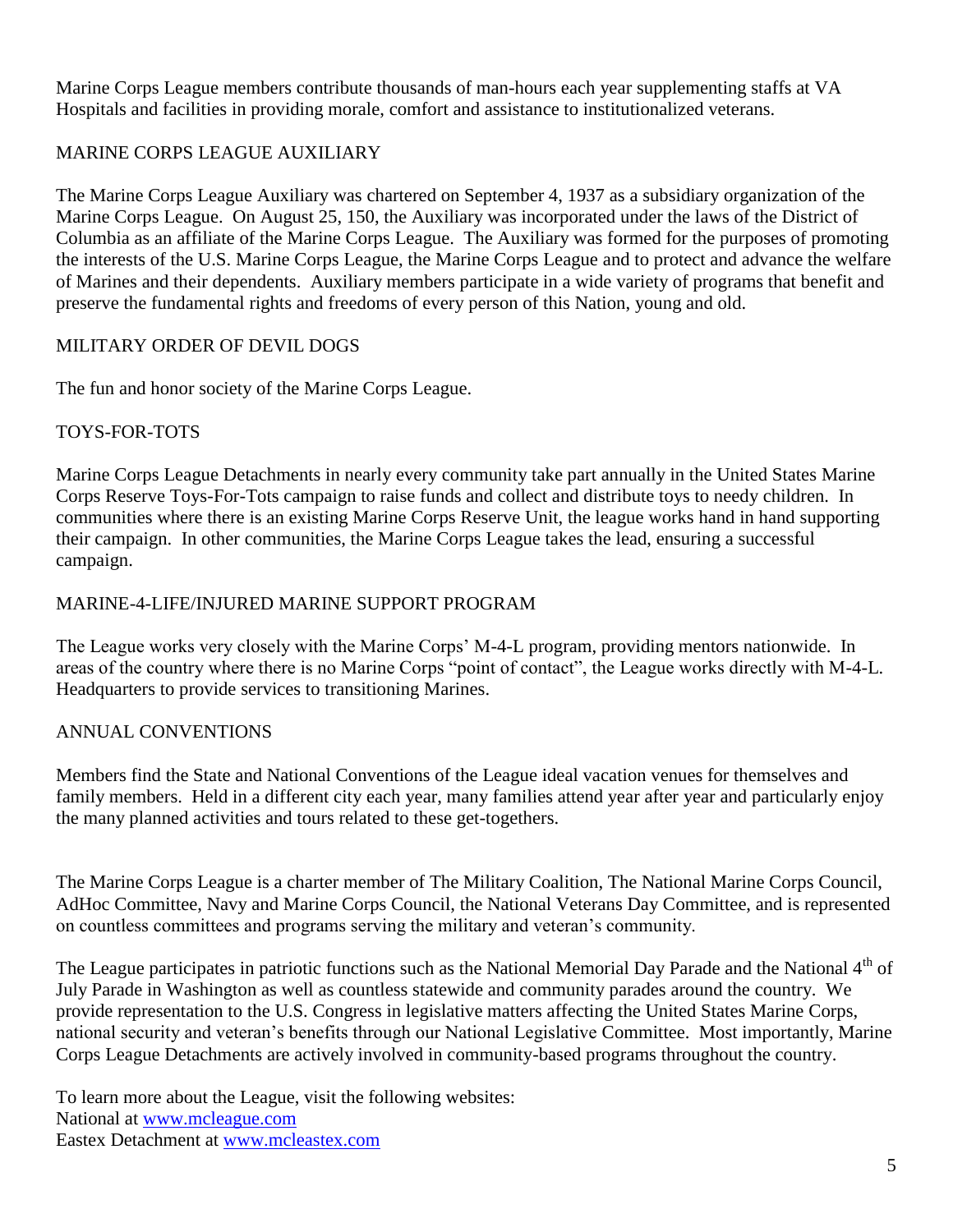Marine Corps League members contribute thousands of man-hours each year supplementing staffs at VA Hospitals and facilities in providing morale, comfort and assistance to institutionalized veterans.

## MARINE CORPS LEAGUE AUXILIARY

The Marine Corps League Auxiliary was chartered on September 4, 1937 as a subsidiary organization of the Marine Corps League. On August 25, 150, the Auxiliary was incorporated under the laws of the District of Columbia as an affiliate of the Marine Corps League. The Auxiliary was formed for the purposes of promoting the interests of the U.S. Marine Corps League, the Marine Corps League and to protect and advance the welfare of Marines and their dependents. Auxiliary members participate in a wide variety of programs that benefit and preserve the fundamental rights and freedoms of every person of this Nation, young and old.

## MILITARY ORDER OF DEVIL DOGS

The fun and honor society of the Marine Corps League.

## TOYS-FOR-TOTS

Marine Corps League Detachments in nearly every community take part annually in the United States Marine Corps Reserve Toys-For-Tots campaign to raise funds and collect and distribute toys to needy children. In communities where there is an existing Marine Corps Reserve Unit, the league works hand in hand supporting their campaign. In other communities, the Marine Corps League takes the lead, ensuring a successful campaign.

## MARINE-4-LIFE/INJURED MARINE SUPPORT PROGRAM

The League works very closely with the Marine Corps' M-4-L program, providing mentors nationwide. In areas of the country where there is no Marine Corps "point of contact", the League works directly with M-4-L Headquarters to provide services to transitioning Marines.

## ANNUAL CONVENTIONS

Members find the State and National Conventions of the League ideal vacation venues for themselves and family members. Held in a different city each year, many families attend year after year and particularly enjoy the many planned activities and tours related to these get-togethers.

The Marine Corps League is a charter member of The Military Coalition, The National Marine Corps Council, AdHoc Committee, Navy and Marine Corps Council, the National Veterans Day Committee, and is represented on countless committees and programs serving the military and veteran's community.

The League participates in patriotic functions such as the National Memorial Day Parade and the National 4th of July Parade in Washington as well as countless statewide and community parades around the country. We provide representation to the U.S. Congress in legislative matters affecting the United States Marine Corps, national security and veteran's benefits through our National Legislative Committee. Most importantly, Marine Corps League Detachments are actively involved in community-based programs throughout the country.

To learn more about the League, visit the following websites:
National at [www.mcleague.com](http://www.mcleague.com)
Eastex Detachment at [www.mcleastex.com](http://www.mcleastex.com)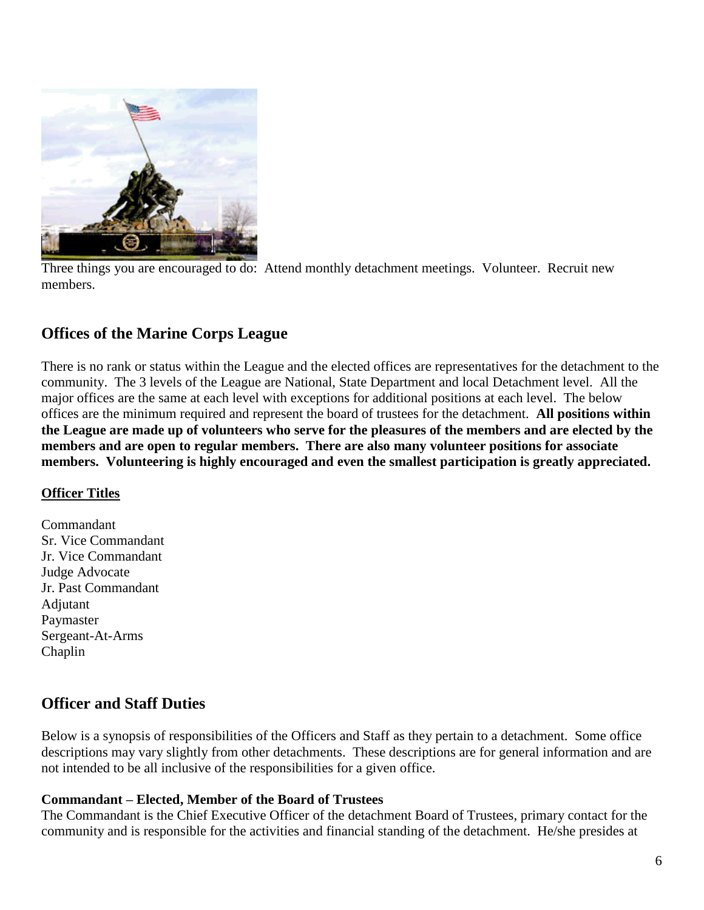Three things you are encouraged to do: Attend monthly detachment meetings. Volunteer. Recruit new members.

## Offices of the Marine Corps League

There is no rank or status within the League and the elected offices are representatives for the detachment to the community. The 3 levels of the League are National, State Department and local Detachment level. All the major offices are the same at each level with exceptions for additional positions at each level. The below offices are the minimum required and represent the board of trustees for the detachment. **All positions within the League are made up of volunteers who serve for the pleasures of the members and are elected by the members and are open to regular members. There are also many volunteer positions for associate members. Volunteering is highly encouraged and even the smallest participation is greatly appreciated.**

**Officer Titles**

Commandant
Sr. Vice Commandant
Jr. Vice Commandant
Judge Advocate
Jr. Past Commandant
Adjutant
Paymaster
Sergeant-At-Arms
Chaplin

## Officer and Staff Duties

Below is a synopsis of responsibilities of the Officers and Staff as they pertain to a detachment. Some office descriptions may vary slightly from other detachments. These descriptions are for general information and are not intended to be all inclusive of the responsibilities for a given office.

**Commandant – Elected, Member of the Board of Trustees**
The Commandant is the Chief Executive Officer of the detachment Board of Trustees, primary contact for the community and is responsible for the activities and financial standing of the detachment. He/she presides at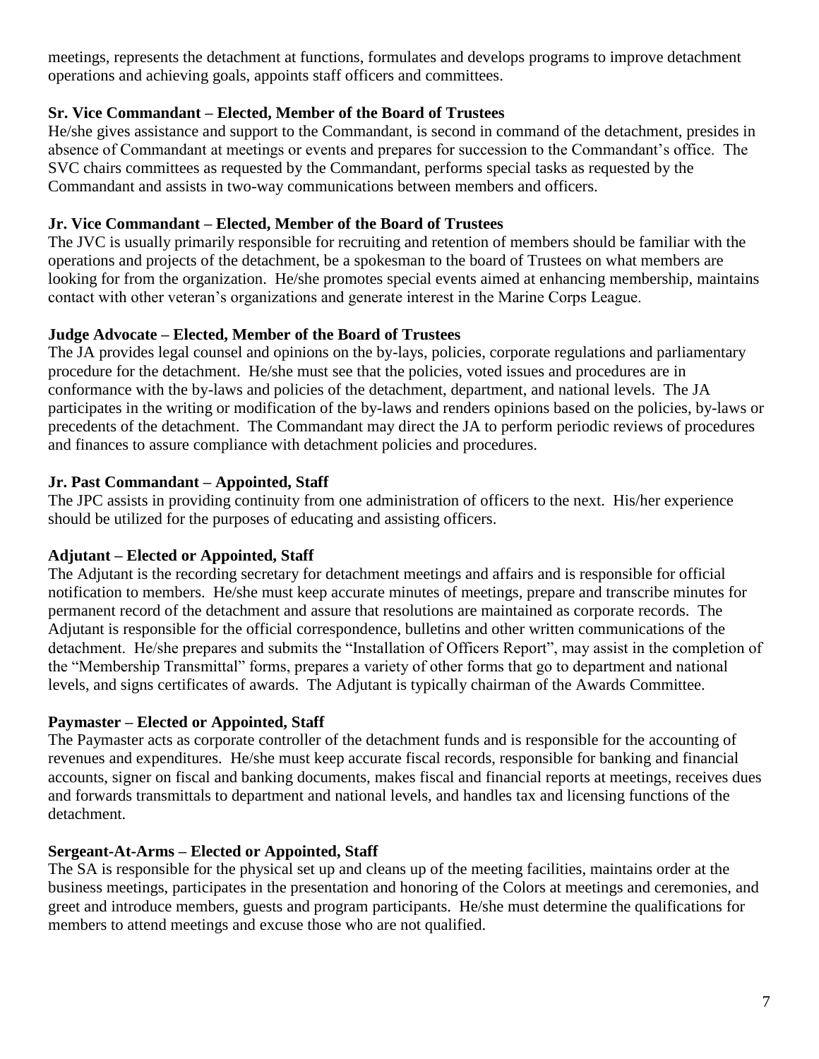meetings, represents the detachment at functions, formulates and develops programs to improve detachment operations and achieving goals, appoints staff officers and committees.

**Sr. Vice Commandant – Elected, Member of the Board of Trustees**

He/she gives assistance and support to the Commandant, is second in command of the detachment, presides in absence of Commandant at meetings or events and prepares for succession to the Commandant's office. The SVC chairs committees as requested by the Commandant, performs special tasks as requested by the Commandant and assists in two-way communications between members and officers.

**Jr. Vice Commandant – Elected, Member of the Board of Trustees**

The JVC is usually primarily responsible for recruiting and retention of members should be familiar with the operations and projects of the detachment, be a spokesman to the board of Trustees on what members are looking for from the organization. He/she promotes special events aimed at enhancing membership, maintains contact with other veteran's organizations and generate interest in the Marine Corps League.

**Judge Advocate – Elected, Member of the Board of Trustees**

The JA provides legal counsel and opinions on the by-lays, policies, corporate regulations and parliamentary procedure for the detachment. He/she must see that the policies, voted issues and procedures are in conformance with the by-laws and policies of the detachment, department, and national levels. The JA participates in the writing or modification of the by-laws and renders opinions based on the policies, by-laws or precedents of the detachment. The Commandant may direct the JA to perform periodic reviews of procedures and finances to assure compliance with detachment policies and procedures.

**Jr. Past Commandant – Appointed, Staff**

The JPC assists in providing continuity from one administration of officers to the next. His/her experience should be utilized for the purposes of educating and assisting officers.

**Adjutant – Elected or Appointed, Staff**

The Adjutant is the recording secretary for detachment meetings and affairs and is responsible for official notification to members. He/she must keep accurate minutes of meetings, prepare and transcribe minutes for permanent record of the detachment and assure that resolutions are maintained as corporate records. The Adjutant is responsible for the official correspondence, bulletins and other written communications of the detachment. He/she prepares and submits the "Installation of Officers Report", may assist in the completion of the "Membership Transmittal" forms, prepares a variety of other forms that go to department and national levels, and signs certificates of awards. The Adjutant is typically chairman of the Awards Committee.

**Paymaster – Elected or Appointed, Staff**

The Paymaster acts as corporate controller of the detachment funds and is responsible for the accounting of revenues and expenditures. He/she must keep accurate fiscal records, responsible for banking and financial accounts, signer on fiscal and banking documents, makes fiscal and financial reports at meetings, receives dues and forwards transmittals to department and national levels, and handles tax and licensing functions of the detachment.

**Sergeant-At-Arms – Elected or Appointed, Staff**

The SA is responsible for the physical set up and cleans up of the meeting facilities, maintains order at the business meetings, participates in the presentation and honoring of the Colors at meetings and ceremonies, and greet and introduce members, guests and program participants. He/she must determine the qualifications for members to attend meetings and excuse those who are not qualified.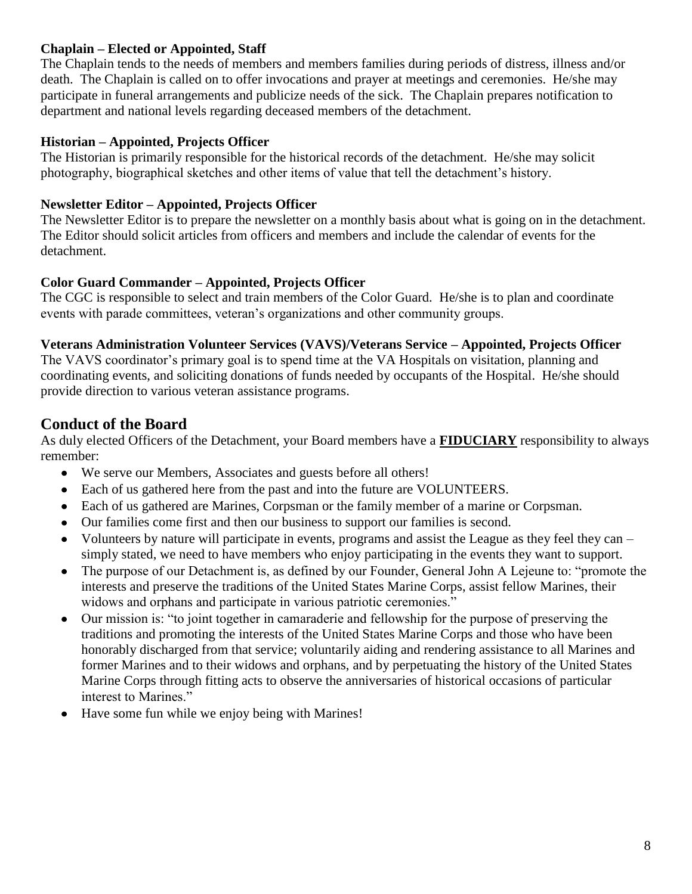**Chaplain – Elected or Appointed, Staff**
The Chaplain tends to the needs of members and members families during periods of distress, illness and/or death. The Chaplain is called on to offer invocations and prayer at meetings and ceremonies. He/she may participate in funeral arrangements and publicize needs of the sick. The Chaplain prepares notification to department and national levels regarding deceased members of the detachment.

**Historian – Appointed, Projects Officer**
The Historian is primarily responsible for the historical records of the detachment. He/she may solicit photography, biographical sketches and other items of value that tell the detachment's history.

**Newsletter Editor – Appointed, Projects Officer**
The Newsletter Editor is to prepare the newsletter on a monthly basis about what is going on in the detachment. The Editor should solicit articles from officers and members and include the calendar of events for the detachment.

**Color Guard Commander – Appointed, Projects Officer**
The CGC is responsible to select and train members of the Color Guard. He/she is to plan and coordinate events with parade committees, veteran's organizations and other community groups.

**Veterans Administration Volunteer Services (VAVS)/Veterans Service – Appointed, Projects Officer**
The VAVS coordinator's primary goal is to spend time at the VA Hospitals on visitation, planning and coordinating events, and soliciting donations of funds needed by occupants of the Hospital. He/she should provide direction to various veteran assistance programs.

## Conduct of the Board

As duly elected Officers of the Detachment, your Board members have a **FIDUCIARY** responsibility to always remember:

- We serve our Members, Associates and guests before all others!
- Each of us gathered here from the past and into the future are VOLUNTEERS.
- Each of us gathered are Marines, Corpsman or the family member of a marine or Corpsman.
- Our families come first and then our business to support our families is second.
- Volunteers by nature will participate in events, programs and assist the League as they feel they can – simply stated, we need to have members who enjoy participating in the events they want to support.
- The purpose of our Detachment is, as defined by our Founder, General John A Lejeune to: "promote the interests and preserve the traditions of the United States Marine Corps, assist fellow Marines, their widows and orphans and participate in various patriotic ceremonies."
- Our mission is: "to joint together in camaraderie and fellowship for the purpose of preserving the traditions and promoting the interests of the United States Marine Corps and those who have been honorably discharged from that service; voluntarily aiding and rendering assistance to all Marines and former Marines and to their widows and orphans, and by perpetuating the history of the United States Marine Corps through fitting acts to observe the anniversaries of historical occasions of particular interest to Marines."
- Have some fun while we enjoy being with Marines!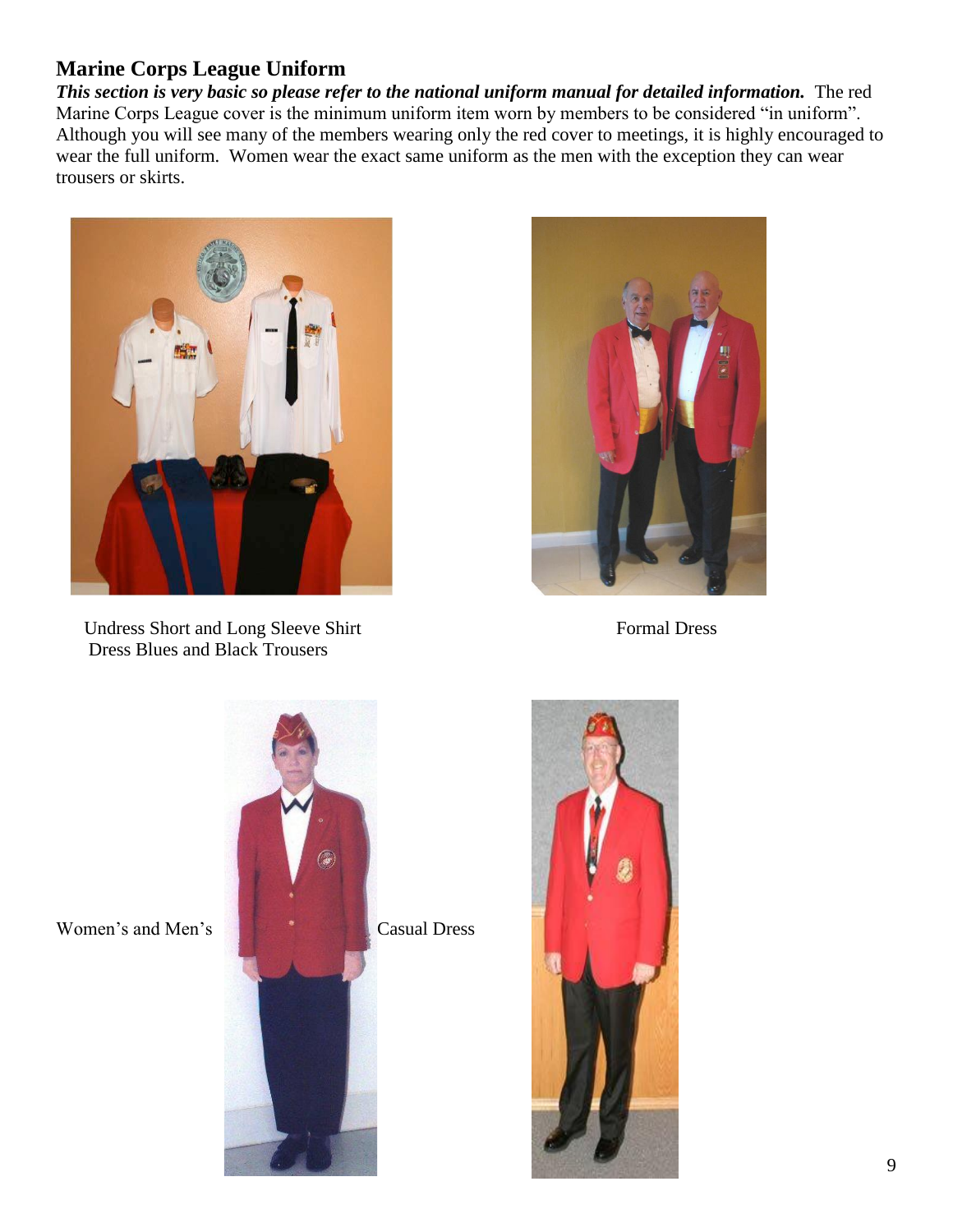## Marine Corps League Uniform

***This section is very basic so please refer to the national uniform manual for detailed information.*** The red Marine Corps League cover is the minimum uniform item worn by members to be considered "in uniform". Although you will see many of the members wearing only the red cover to meetings, it is highly encouraged to wear the full uniform. Women wear the exact same uniform as the men with the exception they can wear trousers or skirts.

Undress Short and Long Sleeve Shirt
Dress Blues and Black Trousers

Formal Dress

Women's and Men's Casual Dress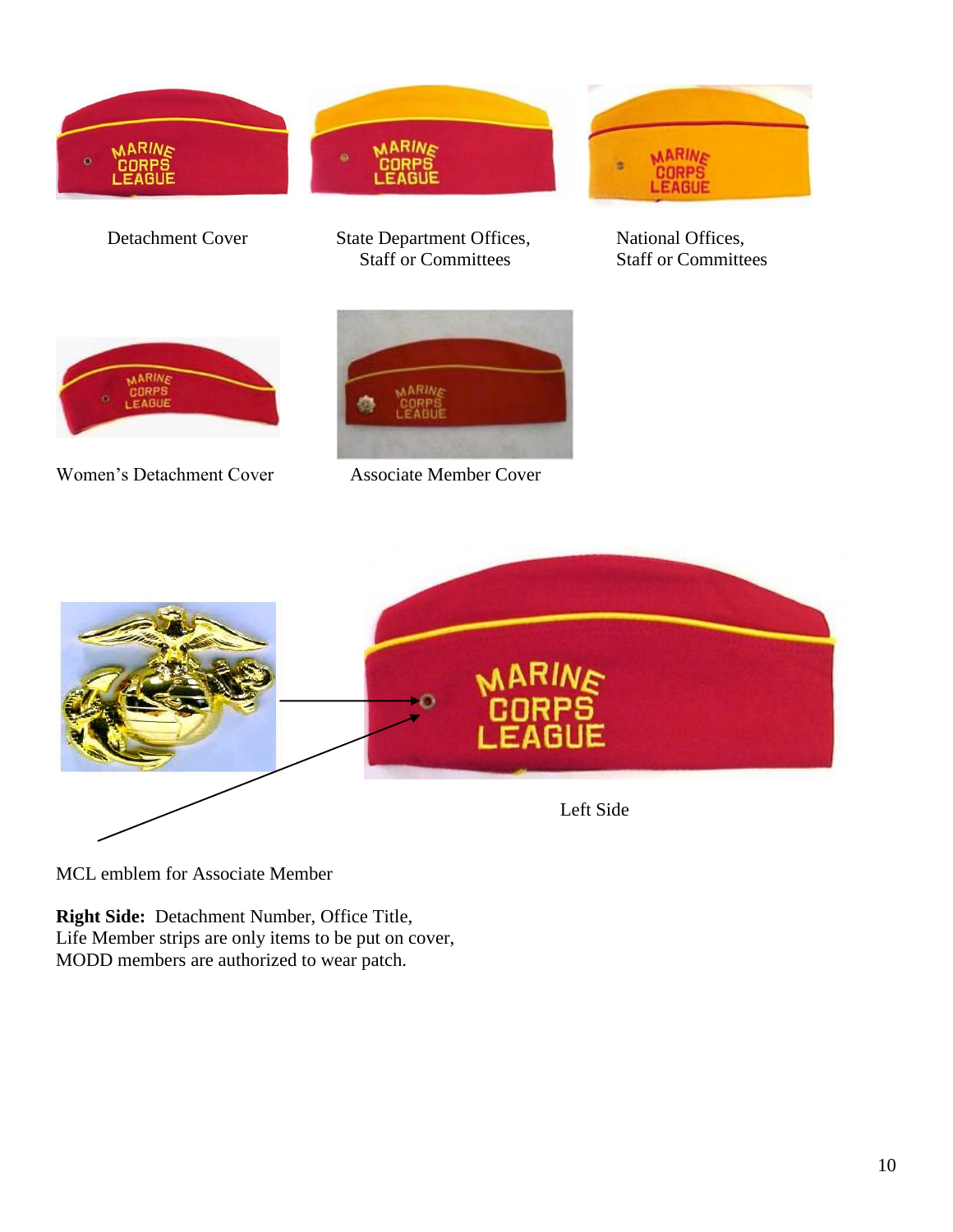Detachment Cover

State Department Offices, Staff or Committees

National Offices, Staff or Committees

Women's Detachment Cover

Associate Member Cover

Left Side

MCL emblem for Associate Member

**Right Side:** Detachment Number, Office Title, Life Member strips are only items to be put on cover, MODD members are authorized to wear patch.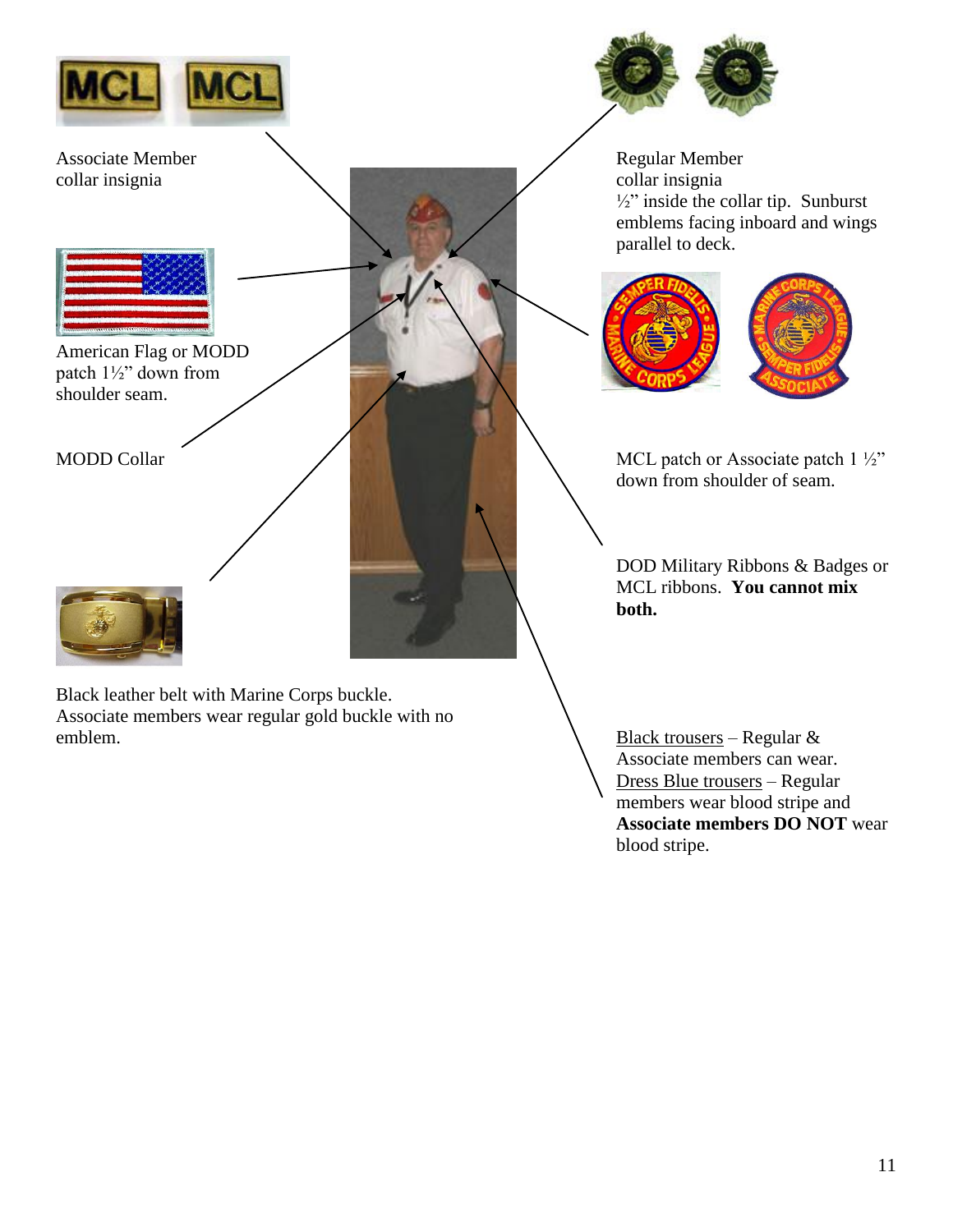Associate Member collar insignia

American Flag or MODD patch 1½" down from shoulder seam.

MODD Collar

Black leather belt with Marine Corps buckle. Associate members wear regular gold buckle with no emblem.

Regular Member collar insignia ½" inside the collar tip. Sunburst emblems facing inboard and wings parallel to deck.

MCL patch or Associate patch 1 ½" down from shoulder of seam.

DOD Military Ribbons & Badges or MCL ribbons. **You cannot mix both.**

Black trousers – Regular & Associate members can wear. Dress Blue trousers – Regular members wear blood stripe and **Associate members DO NOT** wear blood stripe.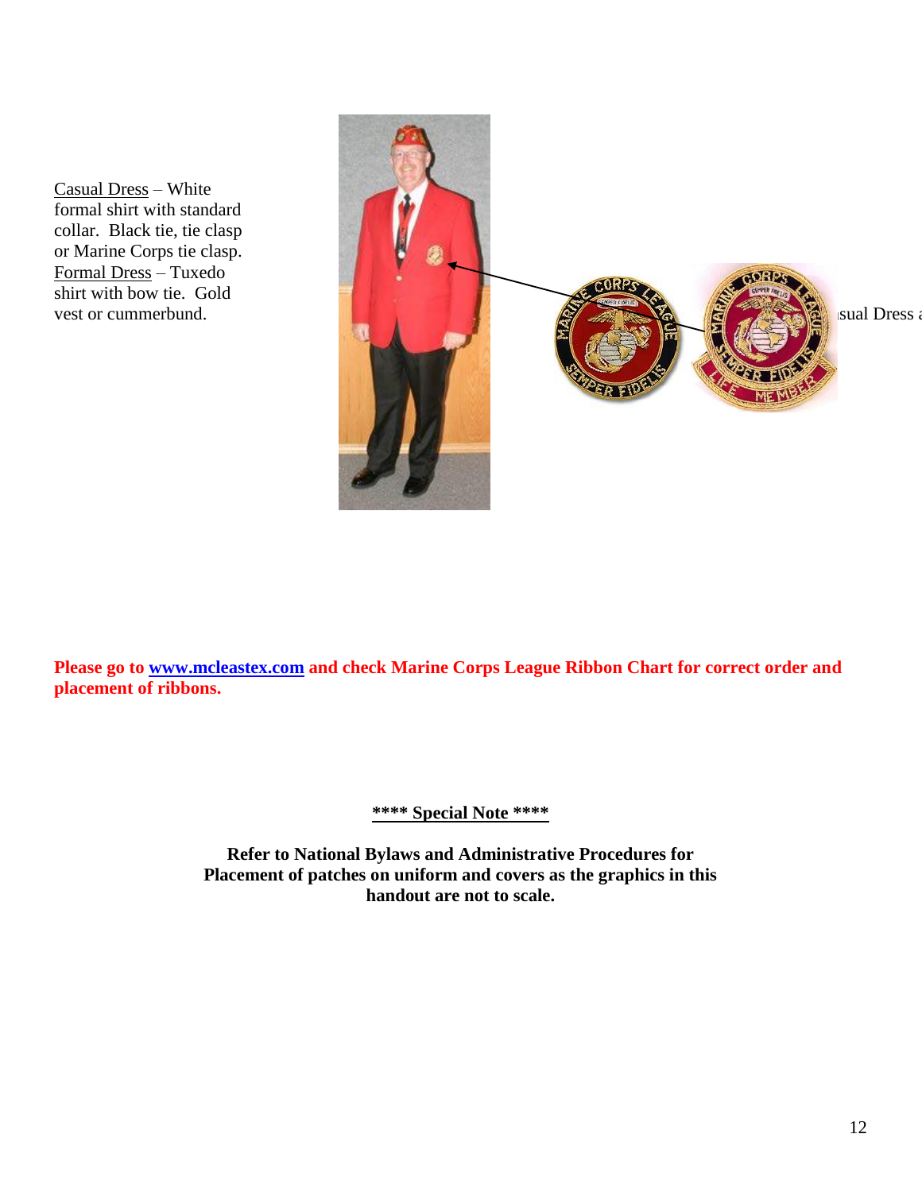Casual Dress – White formal shirt with standard collar. Black tie, tie clasp or Marine Corps tie clasp. Formal Dress – Tuxedo shirt with bow tie. Gold vest or cummerbund.

ısual Dress a

**Please go to [www.mcleastex.com](http://www.mcleastex.com) and check Marine Corps League Ribbon Chart for correct order and placement of ribbons.**

**\*\*\*\* Special Note \*\*\*\***

**Refer to National Bylaws and Administrative Procedures for Placement of patches on uniform and covers as the graphics in this handout are not to scale.**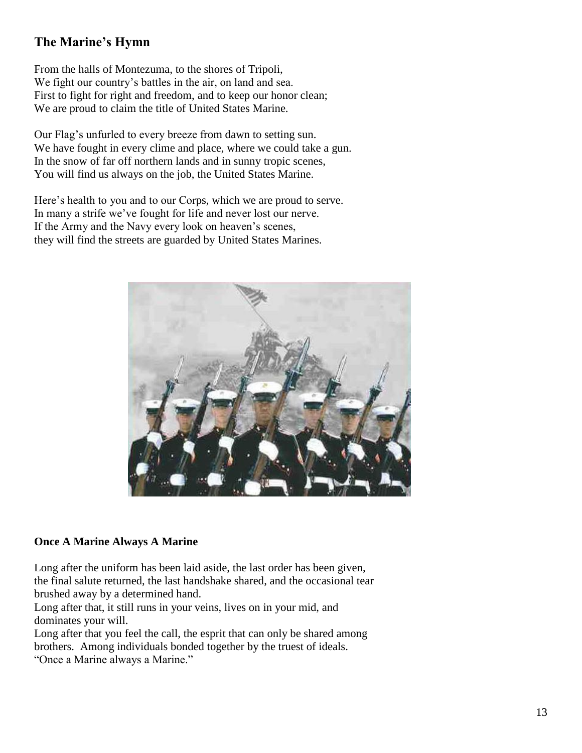## The Marine's Hymn

From the halls of Montezuma, to the shores of Tripoli,
We fight our country's battles in the air, on land and sea.
First to fight for right and freedom, and to keep our honor clean;
We are proud to claim the title of United States Marine.

Our Flag's unfurled to every breeze from dawn to setting sun.
We have fought in every clime and place, where we could take a gun.
In the snow of far off northern lands and in sunny tropic scenes,
You will find us always on the job, the United States Marine.

Here's health to you and to our Corps, which we are proud to serve.
In many a strife we've fought for life and never lost our nerve.
If the Army and the Navy every look on heaven's scenes,
they will find the streets are guarded by United States Marines.

**Once A Marine Always A Marine**

Long after the uniform has been laid aside, the last order has been given, the final salute returned, the last handshake shared, and the occasional tear brushed away by a determined hand.
Long after that, it still runs in your veins, lives on in your mid, and dominates your will.
Long after that you feel the call, the esprit that can only be shared among brothers. Among individuals bonded together by the truest of ideals.
"Once a Marine always a Marine."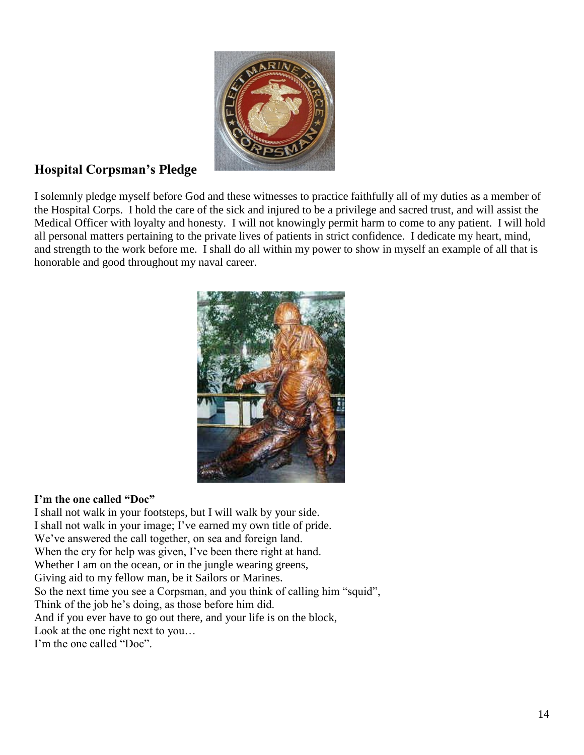## Hospital Corpsman's Pledge

I solemnly pledge myself before God and these witnesses to practice faithfully all of my duties as a member of the Hospital Corps. I hold the care of the sick and injured to be a privilege and sacred trust, and will assist the Medical Officer with loyalty and honesty. I will not knowingly permit harm to come to any patient. I will hold all personal matters pertaining to the private lives of patients in strict confidence. I dedicate my heart, mind, and strength to the work before me. I shall do all within my power to show in myself an example of all that is honorable and good throughout my naval career.

**I'm the one called "Doc"**

I shall not walk in your footsteps, but I will walk by your side.
I shall not walk in your image; I've earned my own title of pride.
We've answered the call together, on sea and foreign land.
When the cry for help was given, I've been there right at hand.
Whether I am on the ocean, or in the jungle wearing greens,
Giving aid to my fellow man, be it Sailors or Marines.
So the next time you see a Corpsman, and you think of calling him "squid",
Think of the job he's doing, as those before him did.
And if you ever have to go out there, and your life is on the block,
Look at the one right next to you…
I'm the one called "Doc".